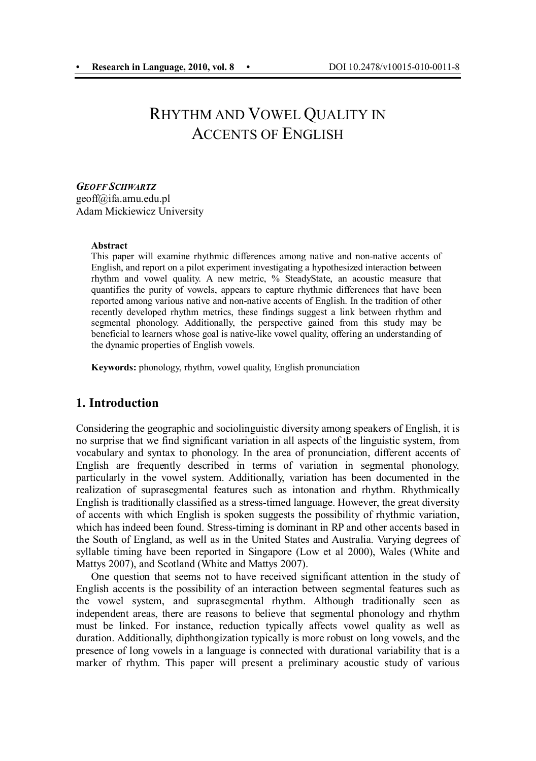# RHYTHM AND VOWEL QUALITY IN ACCENTS OF ENGLISH

***GEOFF SCHWARTZ***
geoff@ifa.amu.edu.pl
Adam Mickiewicz University

**Abstract**

This paper will examine rhythmic differences among native and non-native accents of English, and report on a pilot experiment investigating a hypothesized interaction between rhythm and vowel quality. A new metric, % SteadyState, an acoustic measure that quantifies the purity of vowels, appears to capture rhythmic differences that have been reported among various native and non-native accents of English. In the tradition of other recently developed rhythm metrics, these findings suggest a link between rhythm and segmental phonology. Additionally, the perspective gained from this study may be beneficial to learners whose goal is native-like vowel quality, offering an understanding of the dynamic properties of English vowels.

**Keywords:** phonology, rhythm, vowel quality, English pronunciation

## 1. Introduction

Considering the geographic and sociolinguistic diversity among speakers of English, it is no surprise that we find significant variation in all aspects of the linguistic system, from vocabulary and syntax to phonology. In the area of pronunciation, different accents of English are frequently described in terms of variation in segmental phonology, particularly in the vowel system. Additionally, variation has been documented in the realization of suprasegmental features such as intonation and rhythm. Rhythmically English is traditionally classified as a stress-timed language. However, the great diversity of accents with which English is spoken suggests the possibility of rhythmic variation, which has indeed been found. Stress-timing is dominant in RP and other accents based in the South of England, as well as in the United States and Australia. Varying degrees of syllable timing have been reported in Singapore (Low et al 2000), Wales (White and Mattys 2007), and Scotland (White and Mattys 2007).

One question that seems not to have received significant attention in the study of English accents is the possibility of an interaction between segmental features such as the vowel system, and suprasegmental rhythm. Although traditionally seen as independent areas, there are reasons to believe that segmental phonology and rhythm must be linked. For instance, reduction typically affects vowel quality as well as duration. Additionally, diphthongization typically is more robust on long vowels, and the presence of long vowels in a language is connected with durational variability that is a marker of rhythm. This paper will present a preliminary acoustic study of various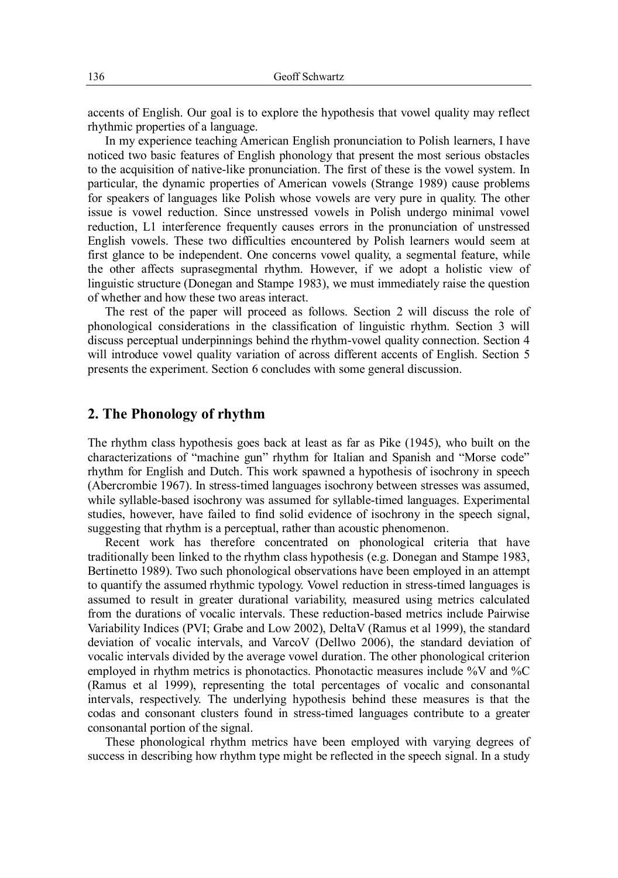accents of English. Our goal is to explore the hypothesis that vowel quality may reflect rhythmic properties of a language.

In my experience teaching American English pronunciation to Polish learners, I have noticed two basic features of English phonology that present the most serious obstacles to the acquisition of native-like pronunciation. The first of these is the vowel system. In particular, the dynamic properties of American vowels (Strange 1989) cause problems for speakers of languages like Polish whose vowels are very pure in quality. The other issue is vowel reduction. Since unstressed vowels in Polish undergo minimal vowel reduction, L1 interference frequently causes errors in the pronunciation of unstressed English vowels. These two difficulties encountered by Polish learners would seem at first glance to be independent. One concerns vowel quality, a segmental feature, while the other affects suprasegmental rhythm. However, if we adopt a holistic view of linguistic structure (Donegan and Stampe 1983), we must immediately raise the question of whether and how these two areas interact.

The rest of the paper will proceed as follows. Section 2 will discuss the role of phonological considerations in the classification of linguistic rhythm. Section 3 will discuss perceptual underpinnings behind the rhythm-vowel quality connection. Section 4 will introduce vowel quality variation of across different accents of English. Section 5 presents the experiment. Section 6 concludes with some general discussion.

## 2. The Phonology of rhythm

The rhythm class hypothesis goes back at least as far as Pike (1945), who built on the characterizations of "machine gun" rhythm for Italian and Spanish and "Morse code" rhythm for English and Dutch. This work spawned a hypothesis of isochrony in speech (Abercrombie 1967). In stress-timed languages isochrony between stresses was assumed, while syllable-based isochrony was assumed for syllable-timed languages. Experimental studies, however, have failed to find solid evidence of isochrony in the speech signal, suggesting that rhythm is a perceptual, rather than acoustic phenomenon.

Recent work has therefore concentrated on phonological criteria that have traditionally been linked to the rhythm class hypothesis (e.g. Donegan and Stampe 1983, Bertinetto 1989). Two such phonological observations have been employed in an attempt to quantify the assumed rhythmic typology. Vowel reduction in stress-timed languages is assumed to result in greater durational variability, measured using metrics calculated from the durations of vocalic intervals. These reduction-based metrics include Pairwise Variability Indices (PVI; Grabe and Low 2002), DeltaV (Ramus et al 1999), the standard deviation of vocalic intervals, and VarcoV (Dellwo 2006), the standard deviation of vocalic intervals divided by the average vowel duration. The other phonological criterion employed in rhythm metrics is phonotactics. Phonotactic measures include %V and %C (Ramus et al 1999), representing the total percentages of vocalic and consonantal intervals, respectively. The underlying hypothesis behind these measures is that the codas and consonant clusters found in stress-timed languages contribute to a greater consonantal portion of the signal.

These phonological rhythm metrics have been employed with varying degrees of success in describing how rhythm type might be reflected in the speech signal. In a study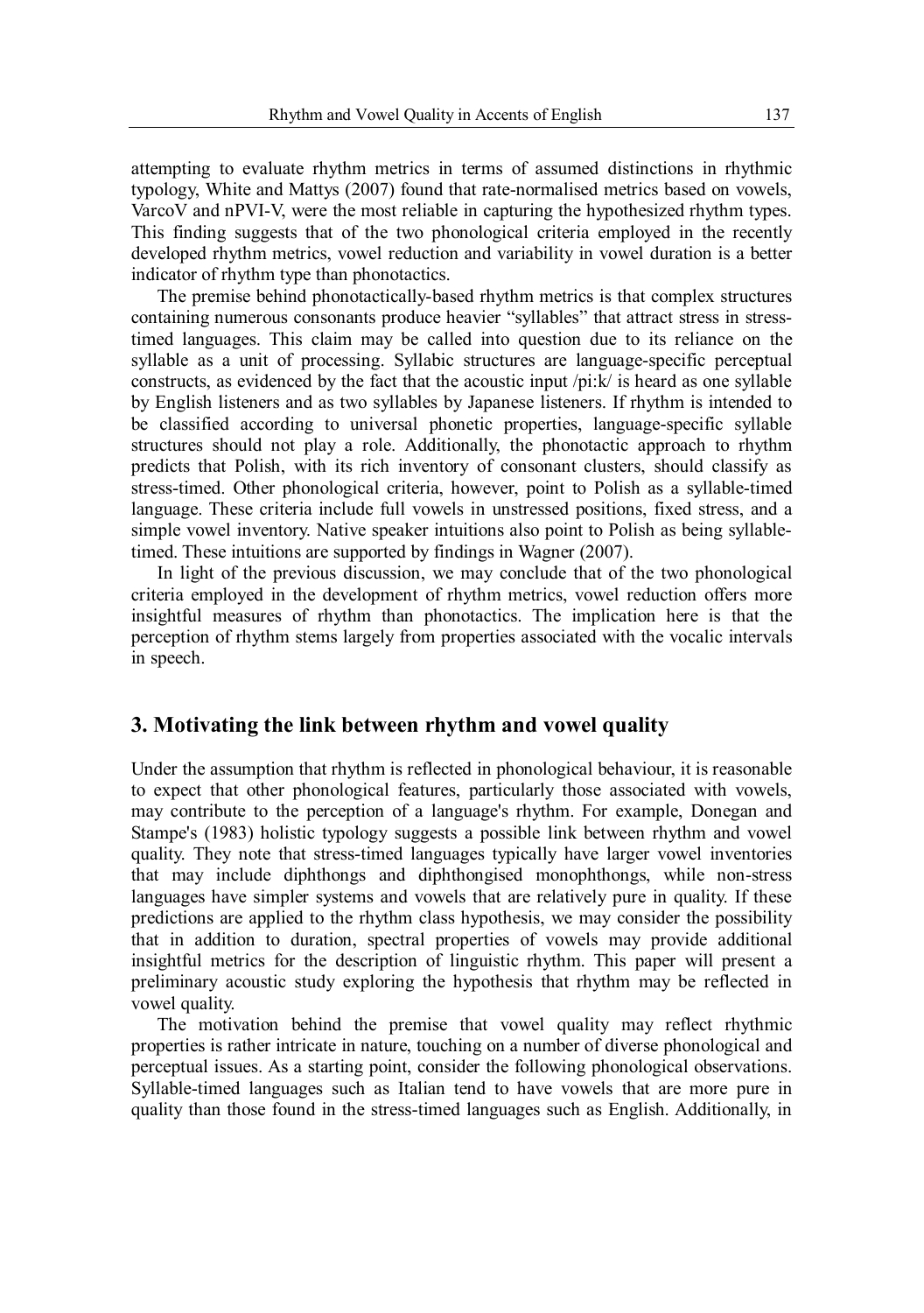attempting to evaluate rhythm metrics in terms of assumed distinctions in rhythmic typology, White and Mattys (2007) found that rate-normalised metrics based on vowels, VarcoV and nPVI-V, were the most reliable in capturing the hypothesized rhythm types. This finding suggests that of the two phonological criteria employed in the recently developed rhythm metrics, vowel reduction and variability in vowel duration is a better indicator of rhythm type than phonotactics.

The premise behind phonotactically-based rhythm metrics is that complex structures containing numerous consonants produce heavier "syllables" that attract stress in stress-timed languages. This claim may be called into question due to its reliance on the syllable as a unit of processing. Syllabic structures are language-specific perceptual constructs, as evidenced by the fact that the acoustic input /pi:k/ is heard as one syllable by English listeners and as two syllables by Japanese listeners. If rhythm is intended to be classified according to universal phonetic properties, language-specific syllable structures should not play a role. Additionally, the phonotactic approach to rhythm predicts that Polish, with its rich inventory of consonant clusters, should classify as stress-timed. Other phonological criteria, however, point to Polish as a syllable-timed language. These criteria include full vowels in unstressed positions, fixed stress, and a simple vowel inventory. Native speaker intuitions also point to Polish as being syllable-timed. These intuitions are supported by findings in Wagner (2007).

In light of the previous discussion, we may conclude that of the two phonological criteria employed in the development of rhythm metrics, vowel reduction offers more insightful measures of rhythm than phonotactics. The implication here is that the perception of rhythm stems largely from properties associated with the vocalic intervals in speech.

## 3. Motivating the link between rhythm and vowel quality

Under the assumption that rhythm is reflected in phonological behaviour, it is reasonable to expect that other phonological features, particularly those associated with vowels, may contribute to the perception of a language's rhythm. For example, Donegan and Stampe's (1983) holistic typology suggests a possible link between rhythm and vowel quality. They note that stress-timed languages typically have larger vowel inventories that may include diphthongs and diphthongised monophthongs, while non-stress languages have simpler systems and vowels that are relatively pure in quality. If these predictions are applied to the rhythm class hypothesis, we may consider the possibility that in addition to duration, spectral properties of vowels may provide additional insightful metrics for the description of linguistic rhythm. This paper will present a preliminary acoustic study exploring the hypothesis that rhythm may be reflected in vowel quality.

The motivation behind the premise that vowel quality may reflect rhythmic properties is rather intricate in nature, touching on a number of diverse phonological and perceptual issues. As a starting point, consider the following phonological observations. Syllable-timed languages such as Italian tend to have vowels that are more pure in quality than those found in the stress-timed languages such as English. Additionally, in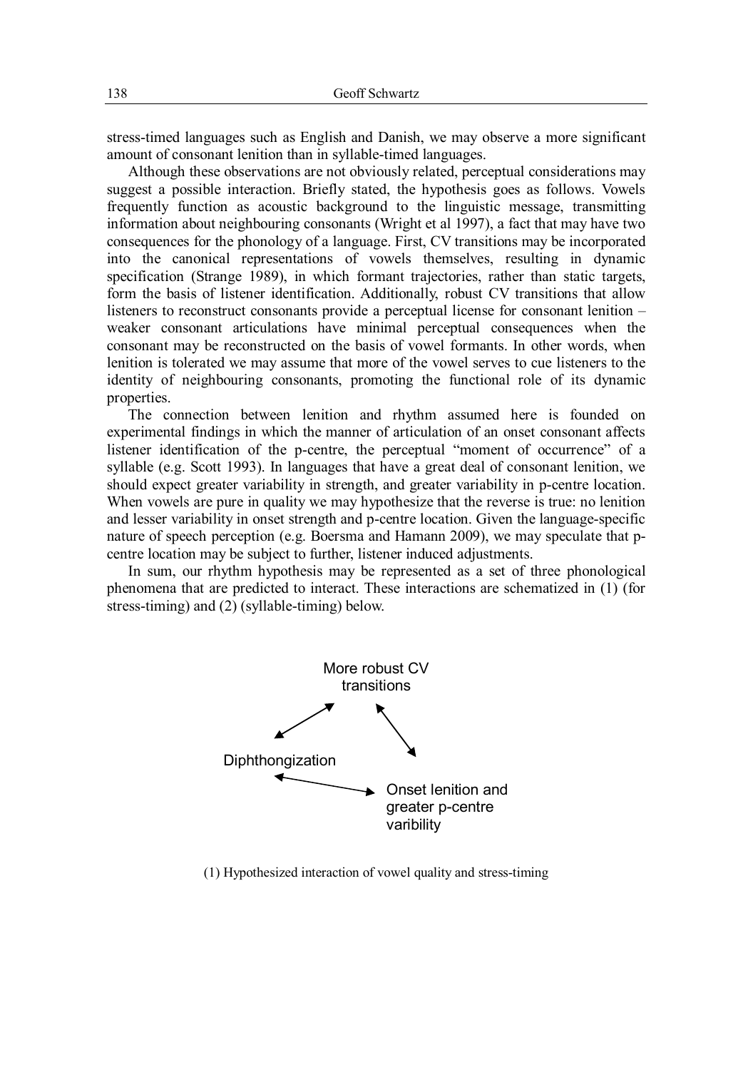stress-timed languages such as English and Danish, we may observe a more significant amount of consonant lenition than in syllable-timed languages.

Although these observations are not obviously related, perceptual considerations may suggest a possible interaction. Briefly stated, the hypothesis goes as follows. Vowels frequently function as acoustic background to the linguistic message, transmitting information about neighbouring consonants (Wright et al 1997), a fact that may have two consequences for the phonology of a language. First, CV transitions may be incorporated into the canonical representations of vowels themselves, resulting in dynamic specification (Strange 1989), in which formant trajectories, rather than static targets, form the basis of listener identification. Additionally, robust CV transitions that allow listeners to reconstruct consonants provide a perceptual license for consonant lenition – weaker consonant articulations have minimal perceptual consequences when the consonant may be reconstructed on the basis of vowel formants. In other words, when lenition is tolerated we may assume that more of the vowel serves to cue listeners to the identity of neighbouring consonants, promoting the functional role of its dynamic properties.

The connection between lenition and rhythm assumed here is founded on experimental findings in which the manner of articulation of an onset consonant affects listener identification of the p-centre, the perceptual "moment of occurrence" of a syllable (e.g. Scott 1993). In languages that have a great deal of consonant lenition, we should expect greater variability in strength, and greater variability in p-centre location. When vowels are pure in quality we may hypothesize that the reverse is true: no lenition and lesser variability in onset strength and p-centre location. Given the language-specific nature of speech perception (e.g. Boersma and Hamann 2009), we may speculate that p-centre location may be subject to further, listener induced adjustments.

In sum, our rhythm hypothesis may be represented as a set of three phonological phenomena that are predicted to interact. These interactions are schematized in (1) (for stress-timing) and (2) (syllable-timing) below.

More robust CV transitions

Diphthongization

Onset lenition and greater p-centre varibility

(1) Hypothesized interaction of vowel quality and stress-timing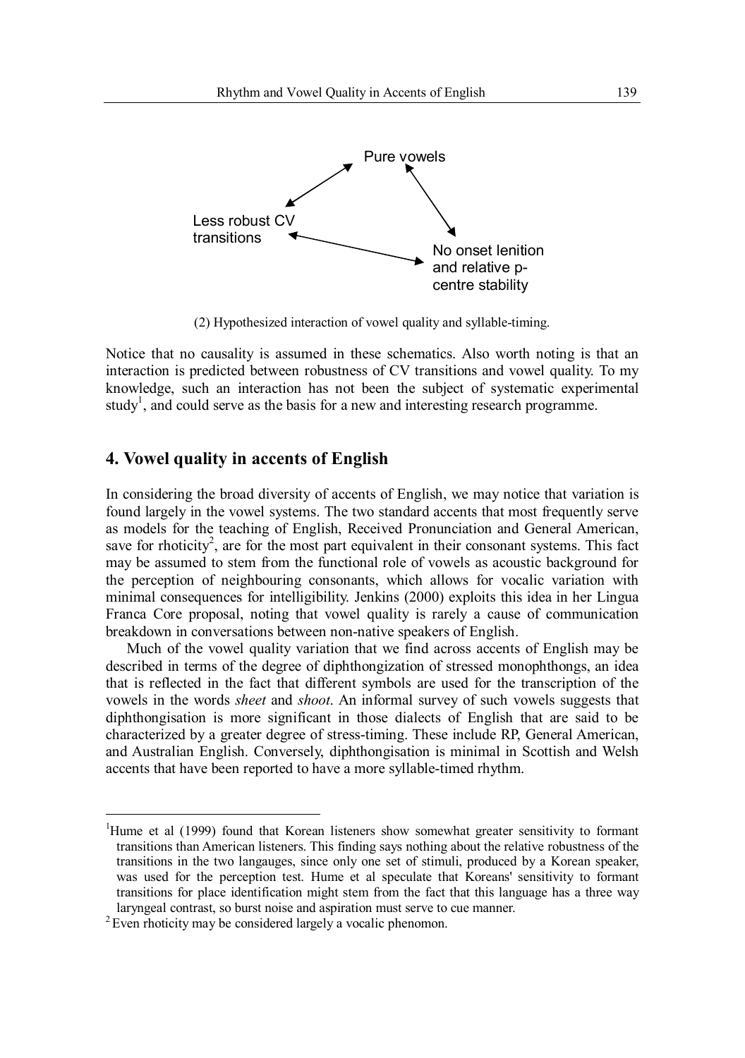Pure vowels

Less robust CV transitions

No onset lenition and relative p-centre stability

(2) Hypothesized interaction of vowel quality and syllable-timing.

Notice that no causality is assumed in these schematics. Also worth noting is that an interaction is predicted between robustness of CV transitions and vowel quality. To my knowledge, such an interaction has not been the subject of systematic experimental study[1], and could serve as the basis for a new and interesting research programme.

## 4. Vowel quality in accents of English

In considering the broad diversity of accents of English, we may notice that variation is found largely in the vowel systems. The two standard accents that most frequently serve as models for the teaching of English, Received Pronunciation and General American, save for rhoticity[2], are for the most part equivalent in their consonant systems. This fact may be assumed to stem from the functional role of vowels as acoustic background for the perception of neighbouring consonants, which allows for vocalic variation with minimal consequences for intelligibility. Jenkins (2000) exploits this idea in her Lingua Franca Core proposal, noting that vowel quality is rarely a cause of communication breakdown in conversations between non-native speakers of English.

Much of the vowel quality variation that we find across accents of English may be described in terms of the degree of diphthongization of stressed monophthongs, an idea that is reflected in the fact that different symbols are used for the transcription of the vowels in the words *sheet* and *shoot*. An informal survey of such vowels suggests that diphthongisation is more significant in those dialects of English that are said to be characterized by a greater degree of stress-timing. These include RP, General American, and Australian English. Conversely, diphthongisation is minimal in Scottish and Welsh accents that have been reported to have a more syllable-timed rhythm.

---

[1]Hume et al (1999) found that Korean listeners show somewhat greater sensitivity to formant transitions than American listeners. This finding says nothing about the relative robustness of the transitions in the two langauges, since only one set of stimuli, produced by a Korean speaker, was used for the perception test. Hume et al speculate that Koreans' sensitivity to formant transitions for place identification might stem from the fact that this language has a three way laryngeal contrast, so burst noise and aspiration must serve to cue manner.

[2] Even rhoticity may be considered largely a vocalic phenomon.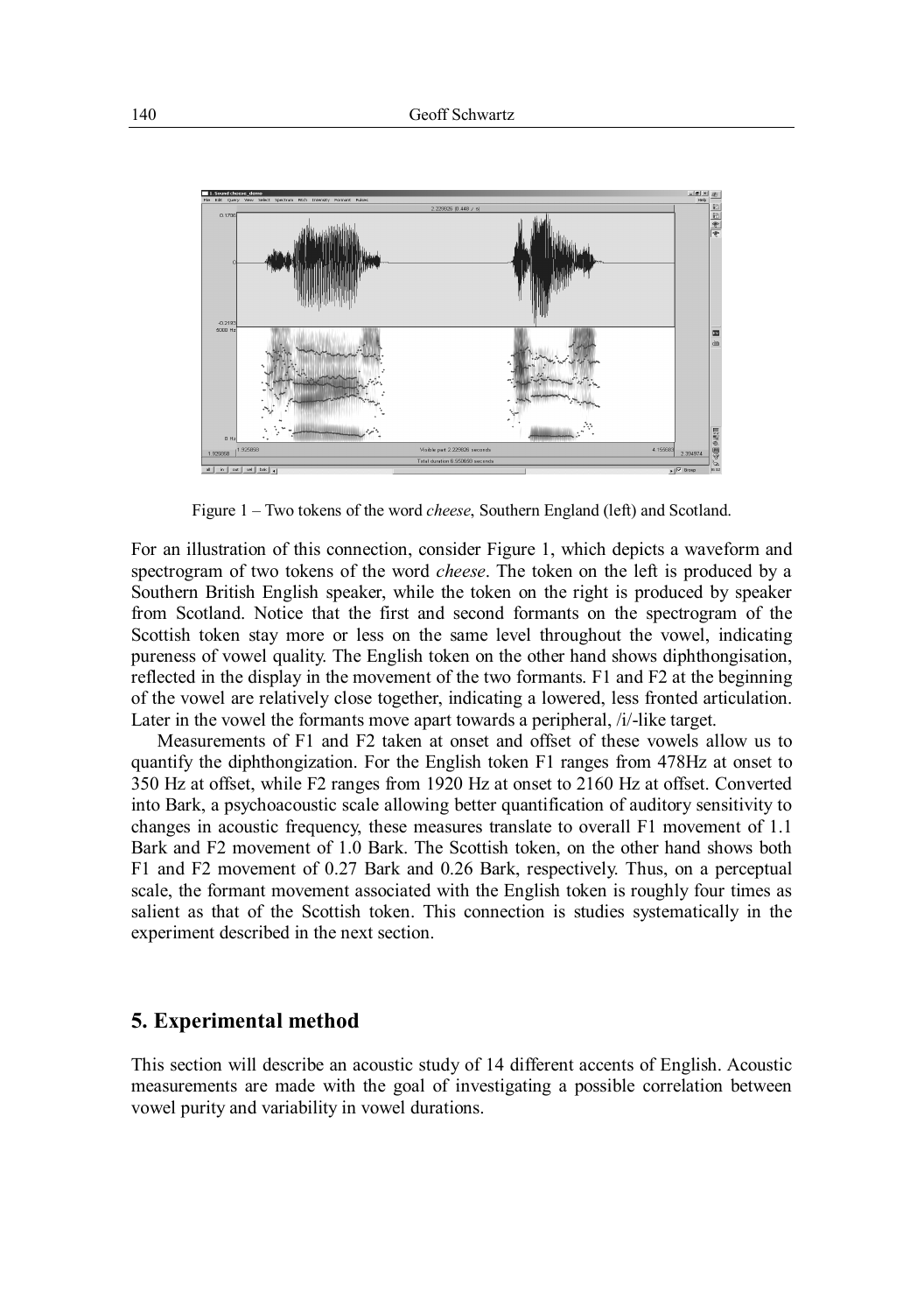Figure 1 – Two tokens of the word *cheese*, Southern England (left) and Scotland.

For an illustration of this connection, consider Figure 1, which depicts a waveform and spectrogram of two tokens of the word *cheese*. The token on the left is produced by a Southern British English speaker, while the token on the right is produced by speaker from Scotland. Notice that the first and second formants on the spectrogram of the Scottish token stay more or less on the same level throughout the vowel, indicating pureness of vowel quality. The English token on the other hand shows diphthongisation, reflected in the display in the movement of the two formants. F1 and F2 at the beginning of the vowel are relatively close together, indicating a lowered, less fronted articulation. Later in the vowel the formants move apart towards a peripheral, /i/-like target.

Measurements of F1 and F2 taken at onset and offset of these vowels allow us to quantify the diphthongization. For the English token F1 ranges from 478Hz at onset to 350 Hz at offset, while F2 ranges from 1920 Hz at onset to 2160 Hz at offset. Converted into Bark, a psychoacoustic scale allowing better quantification of auditory sensitivity to changes in acoustic frequency, these measures translate to overall F1 movement of 1.1 Bark and F2 movement of 1.0 Bark. The Scottish token, on the other hand shows both F1 and F2 movement of 0.27 Bark and 0.26 Bark, respectively. Thus, on a perceptual scale, the formant movement associated with the English token is roughly four times as salient as that of the Scottish token. This connection is studies systematically in the experiment described in the next section.

## 5. Experimental method

This section will describe an acoustic study of 14 different accents of English. Acoustic measurements are made with the goal of investigating a possible correlation between vowel purity and variability in vowel durations.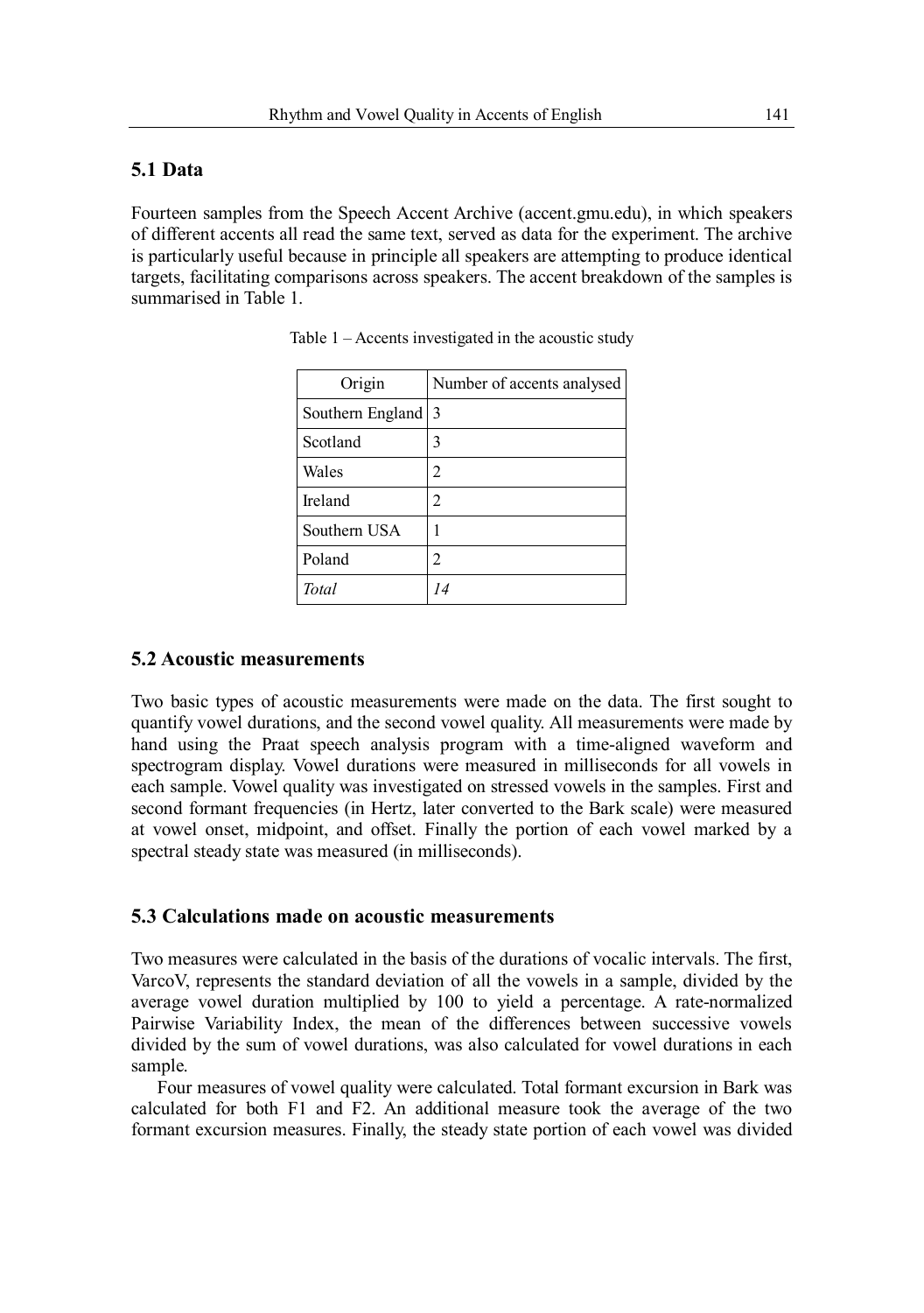## 5.1 Data

Fourteen samples from the Speech Accent Archive (accent.gmu.edu), in which speakers of different accents all read the same text, served as data for the experiment. The archive is particularly useful because in principle all speakers are attempting to produce identical targets, facilitating comparisons across speakers. The accent breakdown of the samples is summarised in Table 1.

Table 1 – Accents investigated in the acoustic study

| Origin | Number of accents analysed |
|---|---|
| Southern England | 3 |
| Scotland | 3 |
| Wales | 2 |
| Ireland | 2 |
| Southern USA | 1 |
| Poland | 2 |
| *Total* | *14* |

## 5.2 Acoustic measurements

Two basic types of acoustic measurements were made on the data. The first sought to quantify vowel durations, and the second vowel quality. All measurements were made by hand using the Praat speech analysis program with a time-aligned waveform and spectrogram display. Vowel durations were measured in milliseconds for all vowels in each sample. Vowel quality was investigated on stressed vowels in the samples. First and second formant frequencies (in Hertz, later converted to the Bark scale) were measured at vowel onset, midpoint, and offset. Finally the portion of each vowel marked by a spectral steady state was measured (in milliseconds).

## 5.3 Calculations made on acoustic measurements

Two measures were calculated in the basis of the durations of vocalic intervals. The first, VarcoV, represents the standard deviation of all the vowels in a sample, divided by the average vowel duration multiplied by 100 to yield a percentage. A rate-normalized Pairwise Variability Index, the mean of the differences between successive vowels divided by the sum of vowel durations, was also calculated for vowel durations in each sample.

Four measures of vowel quality were calculated. Total formant excursion in Bark was calculated for both F1 and F2. An additional measure took the average of the two formant excursion measures. Finally, the steady state portion of each vowel was divided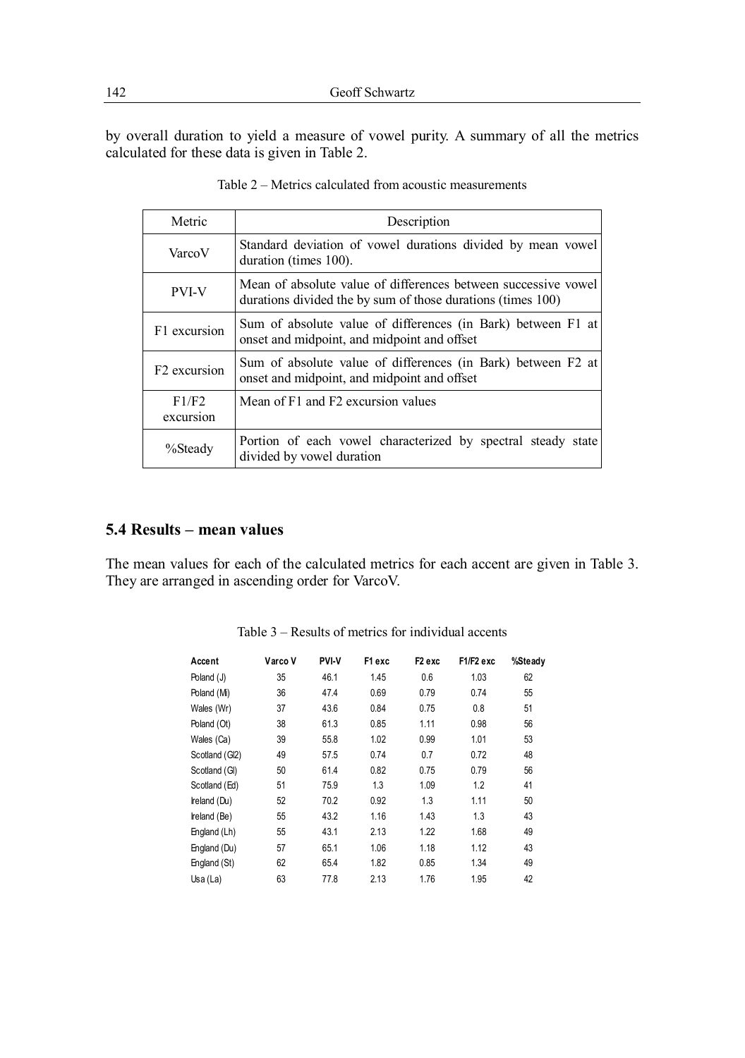by overall duration to yield a measure of vowel purity. A summary of all the metrics calculated for these data is given in Table 2.

Table 2 – Metrics calculated from acoustic measurements

| Metric | Description |
|---|---|
| VarcoV | Standard deviation of vowel durations divided by mean vowel duration (times 100). |
| PVI-V | Mean of absolute value of differences between successive vowel durations divided the by sum of those durations (times 100) |
| F1 excursion | Sum of absolute value of differences (in Bark) between F1 at onset and midpoint, and midpoint and offset |
| F2 excursion | Sum of absolute value of differences (in Bark) between F2 at onset and midpoint, and midpoint and offset |
| F1/F2 excursion | Mean of F1 and F2 excursion values |
| %Steady | Portion of each vowel characterized by spectral steady state divided by vowel duration |

## 5.4 Results – mean values

The mean values for each of the calculated metrics for each accent are given in Table 3. They are arranged in ascending order for VarcoV.

Table 3 – Results of metrics for individual accents

| Accent | Varco V | PVI-V | F1 exc | F2 exc | F1/F2 exc | %Steady |
|---|---|---|---|---|---|---|
| Poland (J) | 35 | 46.1 | 1.45 | 0.6 | 1.03 | 62 |
| Poland (Mi) | 36 | 47.4 | 0.69 | 0.79 | 0.74 | 55 |
| Wales (Wr) | 37 | 43.6 | 0.84 | 0.75 | 0.8 | 51 |
| Poland (Ot) | 38 | 61.3 | 0.85 | 1.11 | 0.98 | 56 |
| Wales (Ca) | 39 | 55.8 | 1.02 | 0.99 | 1.01 | 53 |
| Scotland (Gl2) | 49 | 57.5 | 0.74 | 0.7 | 0.72 | 48 |
| Scotland (Gl) | 50 | 61.4 | 0.82 | 0.75 | 0.79 | 56 |
| Scotland (Ed) | 51 | 75.9 | 1.3 | 1.09 | 1.2 | 41 |
| Ireland (Du) | 52 | 70.2 | 0.92 | 1.3 | 1.11 | 50 |
| Ireland (Be) | 55 | 43.2 | 1.16 | 1.43 | 1.3 | 43 |
| England (Lh) | 55 | 43.1 | 2.13 | 1.22 | 1.68 | 49 |
| England (Du) | 57 | 65.1 | 1.06 | 1.18 | 1.12 | 43 |
| England (St) | 62 | 65.4 | 1.82 | 0.85 | 1.34 | 49 |
| Usa (La) | 63 | 77.8 | 2.13 | 1.76 | 1.95 | 42 |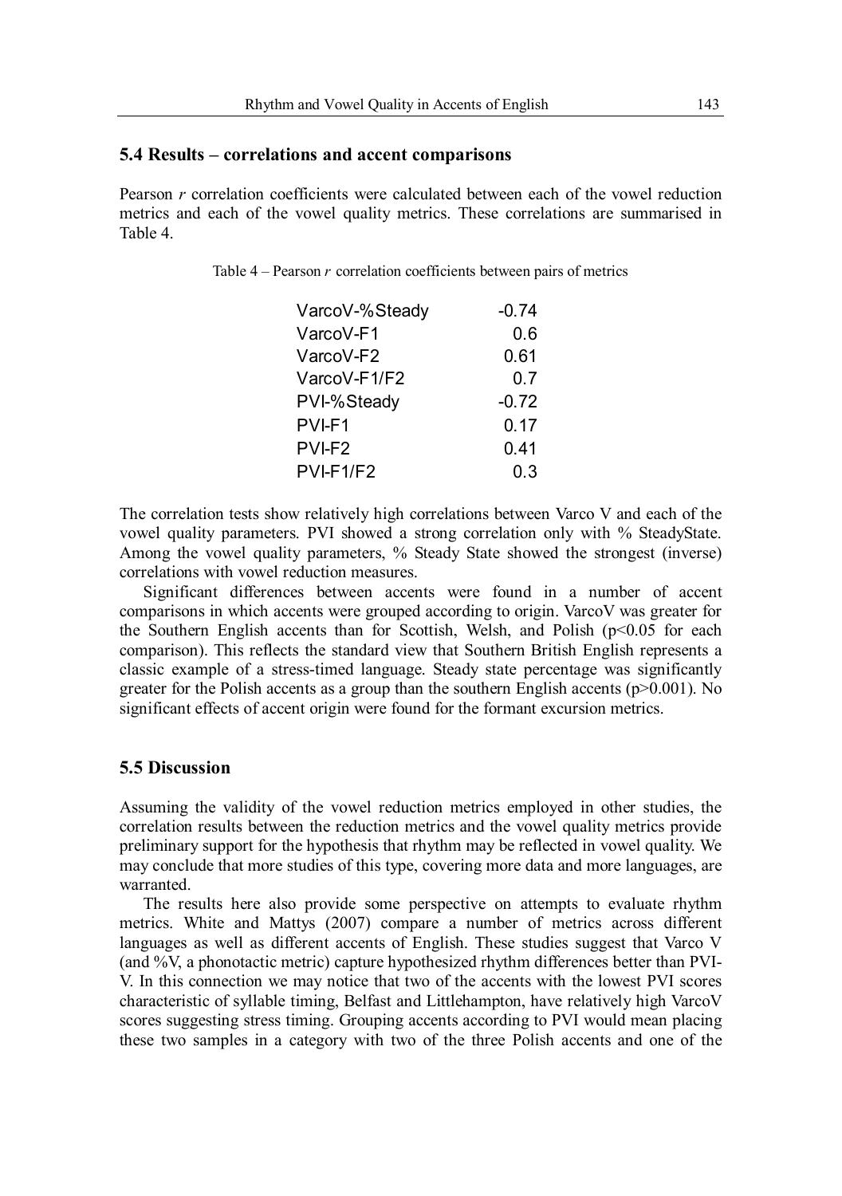### 5.4 Results – correlations and accent comparisons

Pearson *r* correlation coefficients were calculated between each of the vowel reduction metrics and each of the vowel quality metrics. These correlations are summarised in Table 4.

Table 4 – Pearson *r* correlation coefficients between pairs of metrics

| | |
|---|---|
| VarcoV-%Steady | -0.74 |
| VarcoV-F1 | 0.6 |
| VarcoV-F2 | 0.61 |
| VarcoV-F1/F2 | 0.7 |
| PVI-%Steady | -0.72 |
| PVI-F1 | 0.17 |
| PVI-F2 | 0.41 |
| PVI-F1/F2 | 0.3 |

The correlation tests show relatively high correlations between Varco V and each of the vowel quality parameters. PVI showed a strong correlation only with % SteadyState. Among the vowel quality parameters, % Steady State showed the strongest (inverse) correlations with vowel reduction measures.

Significant differences between accents were found in a number of accent comparisons in which accents were grouped according to origin. VarcoV was greater for the Southern English accents than for Scottish, Welsh, and Polish ($p<0.05$ for each comparison). This reflects the standard view that Southern British English represents a classic example of a stress-timed language. Steady state percentage was significantly greater for the Polish accents as a group than the southern English accents ($p>0.001$). No significant effects of accent origin were found for the formant excursion metrics.

### 5.5 Discussion

Assuming the validity of the vowel reduction metrics employed in other studies, the correlation results between the reduction metrics and the vowel quality metrics provide preliminary support for the hypothesis that rhythm may be reflected in vowel quality. We may conclude that more studies of this type, covering more data and more languages, are warranted.

The results here also provide some perspective on attempts to evaluate rhythm metrics. White and Mattys (2007) compare a number of metrics across different languages as well as different accents of English. These studies suggest that Varco V (and %V, a phonotactic metric) capture hypothesized rhythm differences better than PVI-V. In this connection we may notice that two of the accents with the lowest PVI scores characteristic of syllable timing, Belfast and Littlehampton, have relatively high VarcoV scores suggesting stress timing. Grouping accents according to PVI would mean placing these two samples in a category with two of the three Polish accents and one of the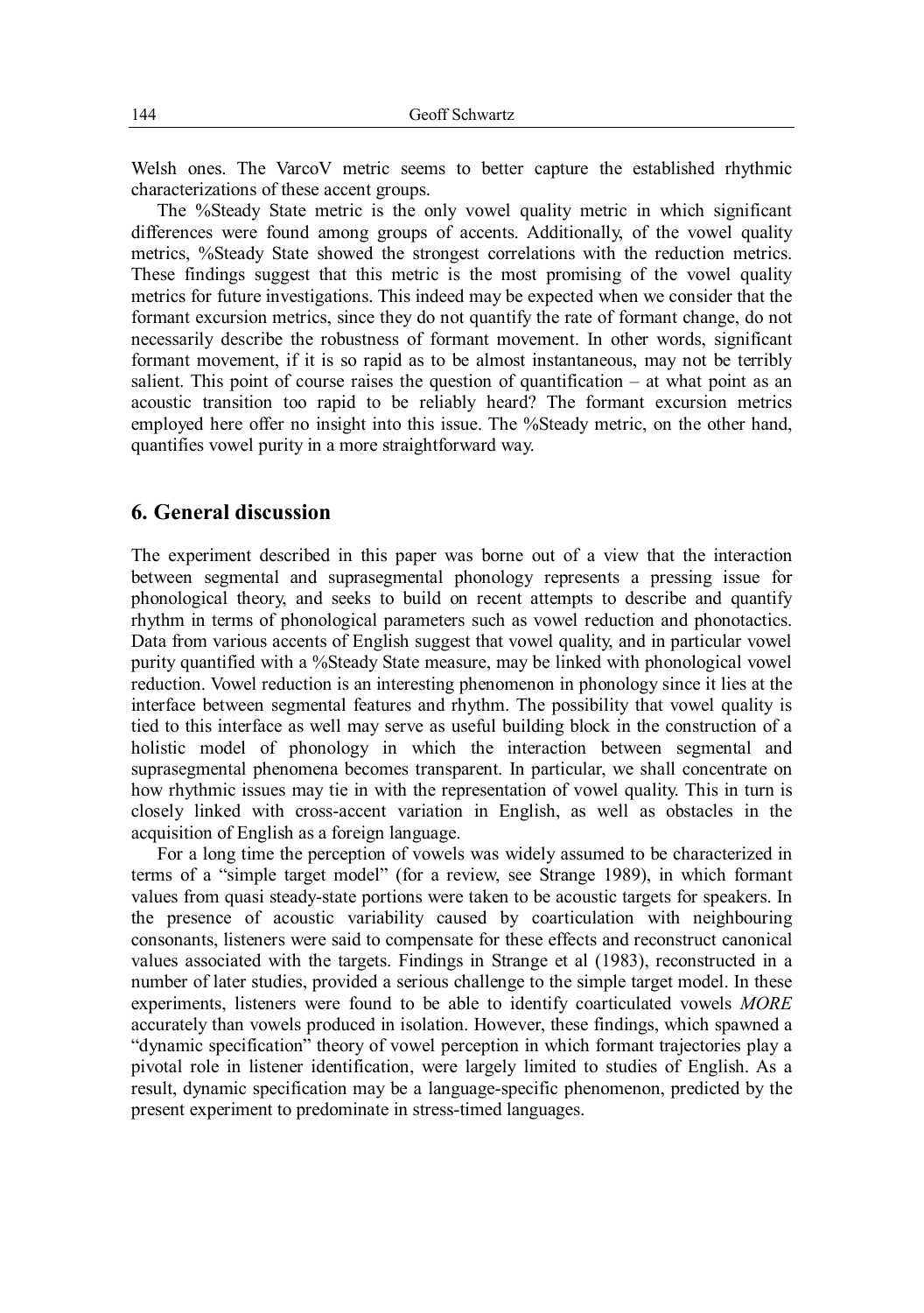Welsh ones. The VarcoV metric seems to better capture the established rhythmic characterizations of these accent groups.

The %Steady State metric is the only vowel quality metric in which significant differences were found among groups of accents. Additionally, of the vowel quality metrics, %Steady State showed the strongest correlations with the reduction metrics. These findings suggest that this metric is the most promising of the vowel quality metrics for future investigations. This indeed may be expected when we consider that the formant excursion metrics, since they do not quantify the rate of formant change, do not necessarily describe the robustness of formant movement. In other words, significant formant movement, if it is so rapid as to be almost instantaneous, may not be terribly salient. This point of course raises the question of quantification – at what point as an acoustic transition too rapid to be reliably heard? The formant excursion metrics employed here offer no insight into this issue. The %Steady metric, on the other hand, quantifies vowel purity in a more straightforward way.

## 6. General discussion

The experiment described in this paper was borne out of a view that the interaction between segmental and suprasegmental phonology represents a pressing issue for phonological theory, and seeks to build on recent attempts to describe and quantify rhythm in terms of phonological parameters such as vowel reduction and phonotactics. Data from various accents of English suggest that vowel quality, and in particular vowel purity quantified with a %Steady State measure, may be linked with phonological vowel reduction. Vowel reduction is an interesting phenomenon in phonology since it lies at the interface between segmental features and rhythm. The possibility that vowel quality is tied to this interface as well may serve as useful building block in the construction of a holistic model of phonology in which the interaction between segmental and suprasegmental phenomena becomes transparent. In particular, we shall concentrate on how rhythmic issues may tie in with the representation of vowel quality. This in turn is closely linked with cross-accent variation in English, as well as obstacles in the acquisition of English as a foreign language.

For a long time the perception of vowels was widely assumed to be characterized in terms of a "simple target model" (for a review, see Strange 1989), in which formant values from quasi steady-state portions were taken to be acoustic targets for speakers. In the presence of acoustic variability caused by coarticulation with neighbouring consonants, listeners were said to compensate for these effects and reconstruct canonical values associated with the targets. Findings in Strange et al (1983), reconstructed in a number of later studies, provided a serious challenge to the simple target model. In these experiments, listeners were found to be able to identify coarticulated vowels *MORE* accurately than vowels produced in isolation. However, these findings, which spawned a "dynamic specification" theory of vowel perception in which formant trajectories play a pivotal role in listener identification, were largely limited to studies of English. As a result, dynamic specification may be a language-specific phenomenon, predicted by the present experiment to predominate in stress-timed languages.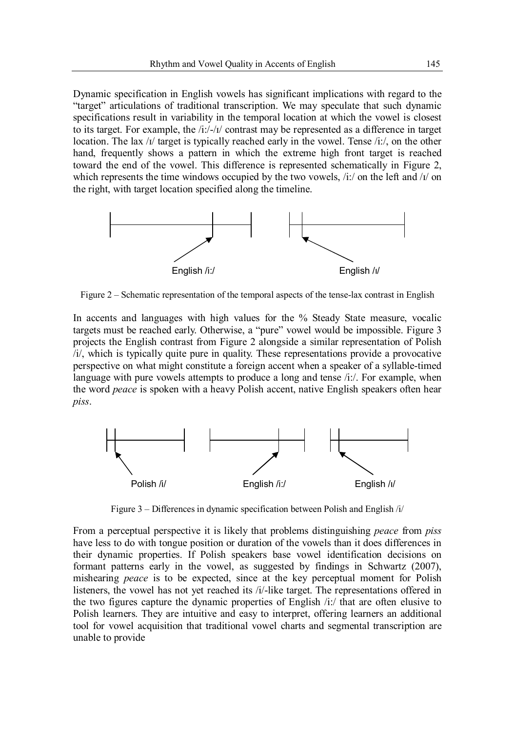Dynamic specification in English vowels has significant implications with regard to the "target" articulations of traditional transcription. We may speculate that such dynamic specifications result in variability in the temporal location at which the vowel is closest to its target. For example, the /iː/-/ɪ/ contrast may be represented as a difference in target location. The lax /ɪ/ target is typically reached early in the vowel. Tense /iː/, on the other hand, frequently shows a pattern in which the extreme high front target is reached toward the end of the vowel. This difference is represented schematically in Figure 2, which represents the time windows occupied by the two vowels, /iː/ on the left and /ɪ/ on the right, with target location specified along the timeline.

English /iː/ English /ɪ/

Figure 2 – Schematic representation of the temporal aspects of the tense-lax contrast in English

In accents and languages with high values for the % Steady State measure, vocalic targets must be reached early. Otherwise, a "pure" vowel would be impossible. Figure 3 projects the English contrast from Figure 2 alongside a similar representation of Polish /i/, which is typically quite pure in quality. These representations provide a provocative perspective on what might constitute a foreign accent when a speaker of a syllable-timed language with pure vowels attempts to produce a long and tense /iː/. For example, when the word *peace* is spoken with a heavy Polish accent, native English speakers often hear *piss*.

Polish /i/ English /iː/ English /ɪ/

Figure 3 – Differences in dynamic specification between Polish and English /i/

From a perceptual perspective it is likely that problems distinguishing *peace* from *piss* have less to do with tongue position or duration of the vowels than it does differences in their dynamic properties. If Polish speakers base vowel identification decisions on formant patterns early in the vowel, as suggested by findings in Schwartz (2007), mishearing *peace* is to be expected, since at the key perceptual moment for Polish listeners, the vowel has not yet reached its /i/-like target. The representations offered in the two figures capture the dynamic properties of English /iː/ that are often elusive to Polish learners. They are intuitive and easy to interpret, offering learners an additional tool for vowel acquisition that traditional vowel charts and segmental transcription are unable to provide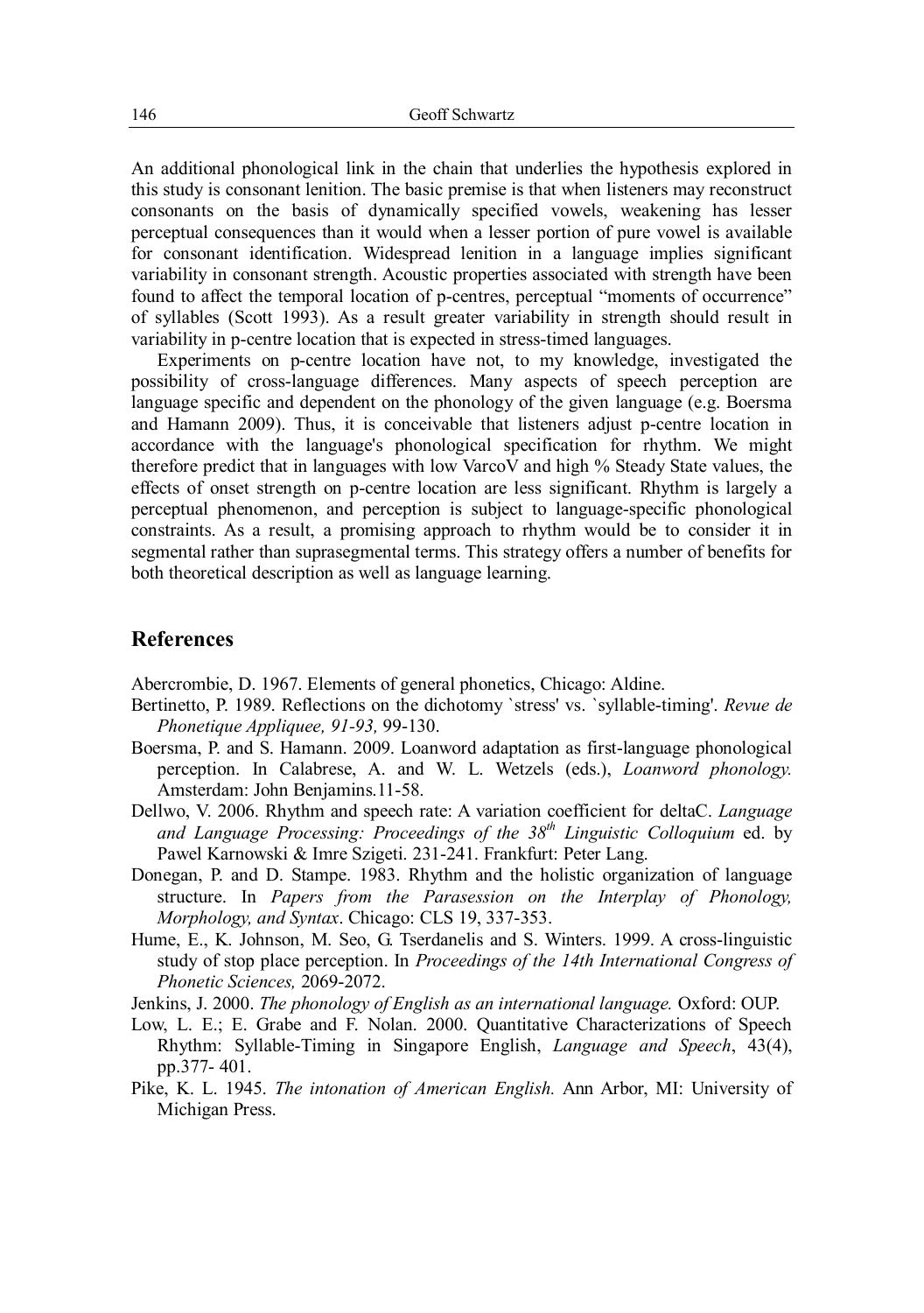An additional phonological link in the chain that underlies the hypothesis explored in this study is consonant lenition. The basic premise is that when listeners may reconstruct consonants on the basis of dynamically specified vowels, weakening has lesser perceptual consequences than it would when a lesser portion of pure vowel is available for consonant identification. Widespread lenition in a language implies significant variability in consonant strength. Acoustic properties associated with strength have been found to affect the temporal location of p-centres, perceptual "moments of occurrence" of syllables (Scott 1993). As a result greater variability in strength should result in variability in p-centre location that is expected in stress-timed languages.

Experiments on p-centre location have not, to my knowledge, investigated the possibility of cross-language differences. Many aspects of speech perception are language specific and dependent on the phonology of the given language (e.g. Boersma and Hamann 2009). Thus, it is conceivable that listeners adjust p-centre location in accordance with the language's phonological specification for rhythm. We might therefore predict that in languages with low VarcoV and high % Steady State values, the effects of onset strength on p-centre location are less significant. Rhythm is largely a perceptual phenomenon, and perception is subject to language-specific phonological constraints. As a result, a promising approach to rhythm would be to consider it in segmental rather than suprasegmental terms. This strategy offers a number of benefits for both theoretical description as well as language learning.

## References

Abercrombie, D. 1967. Elements of general phonetics, Chicago: Aldine.

Bertinetto, P. 1989. Reflections on the dichotomy `stress' vs. `syllable-timing'. *Revue de Phonetique Appliquee, 91-93,* 99-130.

Boersma, P. and S. Hamann. 2009. Loanword adaptation as first-language phonological perception. In Calabrese, A. and W. L. Wetzels (eds.), *Loanword phonology.* Amsterdam: John Benjamins.11-58.

Dellwo, V. 2006. Rhythm and speech rate: A variation coefficient for deltaC. *Language and Language Processing: Proceedings of the 38th Linguistic Colloquium* ed. by Pawel Karnowski & Imre Szigeti. 231-241. Frankfurt: Peter Lang.

Donegan, P. and D. Stampe. 1983. Rhythm and the holistic organization of language structure. In *Papers from the Parasession on the Interplay of Phonology, Morphology, and Syntax*. Chicago: CLS 19, 337-353.

Hume, E., K. Johnson, M. Seo, G. Tserdanelis and S. Winters. 1999. A cross-linguistic study of stop place perception. In *Proceedings of the 14th International Congress of Phonetic Sciences,* 2069-2072.

Jenkins, J. 2000. *The phonology of English as an international language.* Oxford: OUP.

Low, L. E.; E. Grabe and F. Nolan. 2000. Quantitative Characterizations of Speech Rhythm: Syllable-Timing in Singapore English, *Language and Speech*, 43(4), pp.377- 401.

Pike, K. L. 1945. *The intonation of American English.* Ann Arbor, MI: University of Michigan Press.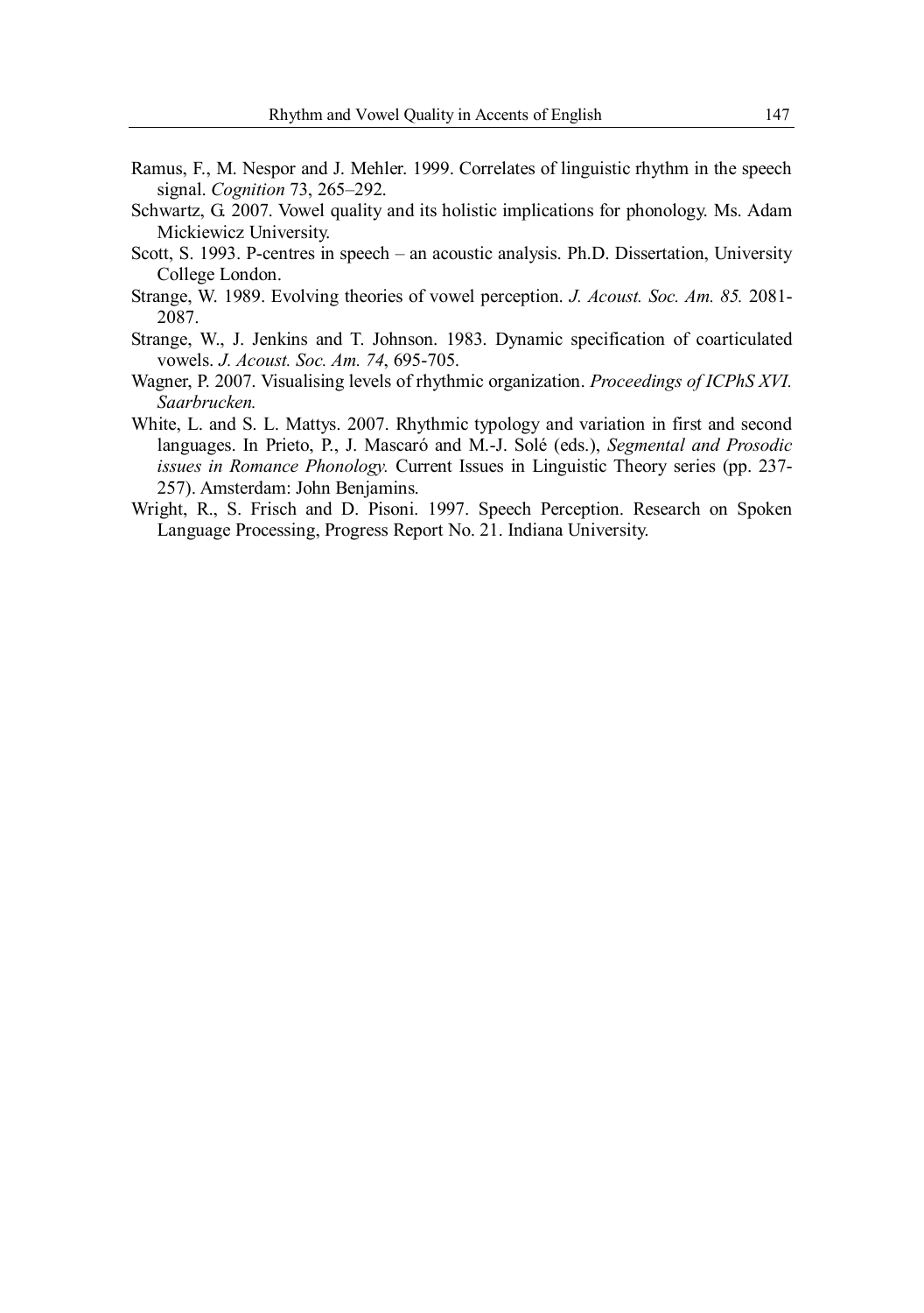Ramus, F., M. Nespor and J. Mehler. 1999. Correlates of linguistic rhythm in the speech signal. *Cognition* 73, 265–292.

Schwartz, G. 2007. Vowel quality and its holistic implications for phonology. Ms. Adam Mickiewicz University.

Scott, S. 1993. P-centres in speech – an acoustic analysis. Ph.D. Dissertation, University College London.

Strange, W. 1989. Evolving theories of vowel perception. *J. Acoust. Soc. Am. 85.* 2081-2087.

Strange, W., J. Jenkins and T. Johnson. 1983. Dynamic specification of coarticulated vowels. *J. Acoust. Soc. Am. 74*, 695-705.

Wagner, P. 2007. Visualising levels of rhythmic organization. *Proceedings of ICPhS XVI. Saarbrucken.*

White, L. and S. L. Mattys. 2007. Rhythmic typology and variation in first and second languages. In Prieto, P., J. Mascaró and M.-J. Solé (eds.), *Segmental and Prosodic issues in Romance Phonology.* Current Issues in Linguistic Theory series (pp. 237-257). Amsterdam: John Benjamins.

Wright, R., S. Frisch and D. Pisoni. 1997. Speech Perception. Research on Spoken Language Processing, Progress Report No. 21. Indiana University.